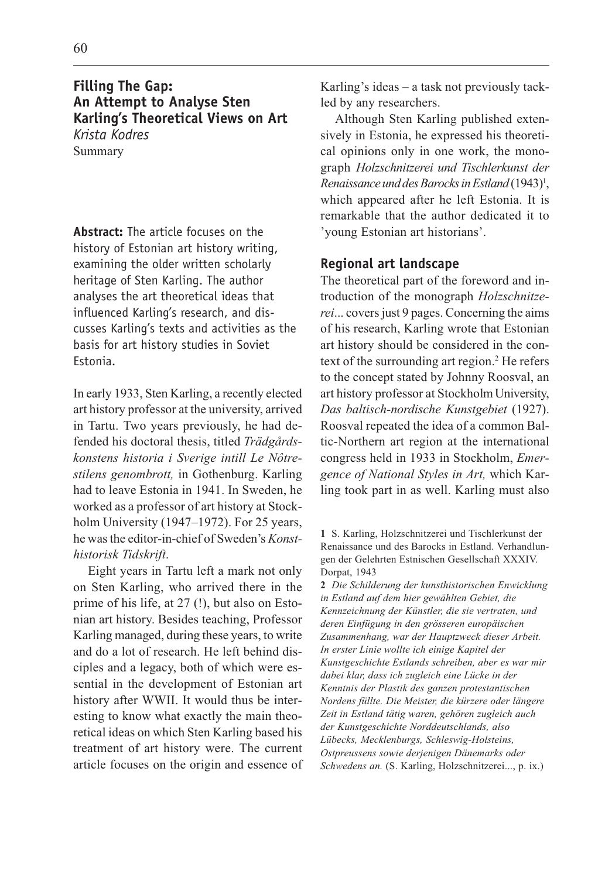# Filling The Gap: An Attempt to Analyse Sten Karling's Theoretical Views on Art

*Krista Kodres*

Summary

**Abstract:** The article focuses on the history of Estonian art history writing, examining the older written scholarly heritage of Sten Karling. The author analyses the art theoretical ideas that influenced Karling's research, and discusses Karling's texts and activities as the basis for art history studies in Soviet Estonia.

In early 1933, Sten Karling, a recently elected art history professor at the university, arrived in Tartu. Two years previously, he had defended his doctoral thesis, titled *Trädgårdskonstens historia i Sverige intill Le Nôtrestilens genombrott,* in Gothenburg. Karling had to leave Estonia in 1941. In Sweden, he worked as a professor of art history at Stockholm University (1947–1972). For 25 years, he was the editor-in-chief of Sweden's *Konsthistorisk Tidskrift*.

Eight years in Tartu left a mark not only on Sten Karling, who arrived there in the prime of his life, at 27 (!), but also on Estonian art history. Besides teaching, Professor Karling managed, during these years, to write and do a lot of research. He left behind disciples and a legacy, both of which were essential in the development of Estonian art history after WWII. It would thus be interesting to know what exactly the main theoretical ideas on which Sten Karling based his treatment of art history were. The current article focuses on the origin and essence of Karling's ideas – a task not previously tackled by any researchers.

Although Sten Karling published extensively in Estonia, he expressed his theoretical opinions only in one work, the monograph *Holzschnitzerei und Tischlerkunst der Renaissance und des Barocks in Estland* (1943)[1], which appeared after he left Estonia. It is remarkable that the author dedicated it to 'young Estonian art historians'.

## Regional art landscape

The theoretical part of the foreword and introduction of the monograph *Holzschnitzerei...* covers just 9 pages. Concerning the aims of his research, Karling wrote that Estonian art history should be considered in the context of the surrounding art region.[2] He refers to the concept stated by Johnny Roosval, an art history professor at Stockholm University, *Das baltisch-nordische Kunstgebiet* (1927). Roosval repeated the idea of a common Baltic-Northern art region at the international congress held in 1933 in Stockholm, *Emergence of National Styles in Art,* which Karling took part in as well. Karling must also

---

**1** S. Karling, Holzschnitzerei und Tischlerkunst der Renaissance und des Barocks in Estland. Verhandlungen der Gelehrten Estnischen Gesellschaft XXXIV. Dorpat, 1943

**2** *Die Schilderung der kunsthistorischen Enwicklung in Estland auf dem hier gewählten Gebiet, die Kennzeichnung der Künstler, die sie vertraten, und deren Einfügung in den grösseren europäischen Zusammenhang, war der Hauptzweck dieser Arbeit. In erster Linie wollte ich einige Kapitel der Kunstgeschichte Estlands schreiben, aber es war mir dabei klar, dass ich zugleich eine Lücke in der Kenntnis der Plastik des ganzen protestantischen Nordens füllte. Die Meister, die kürzere oder längere Zeit in Estland tätig waren, gehören zugleich auch der Kunstgeschichte Norddeutschlands, also Lübecks, Mecklenburgs, Schleswig-Holsteins, Ostpreussens sowie derjenigen Dänemarks oder Schwedens an.* (S. Karling, Holzschnitzerei..., p. ix.)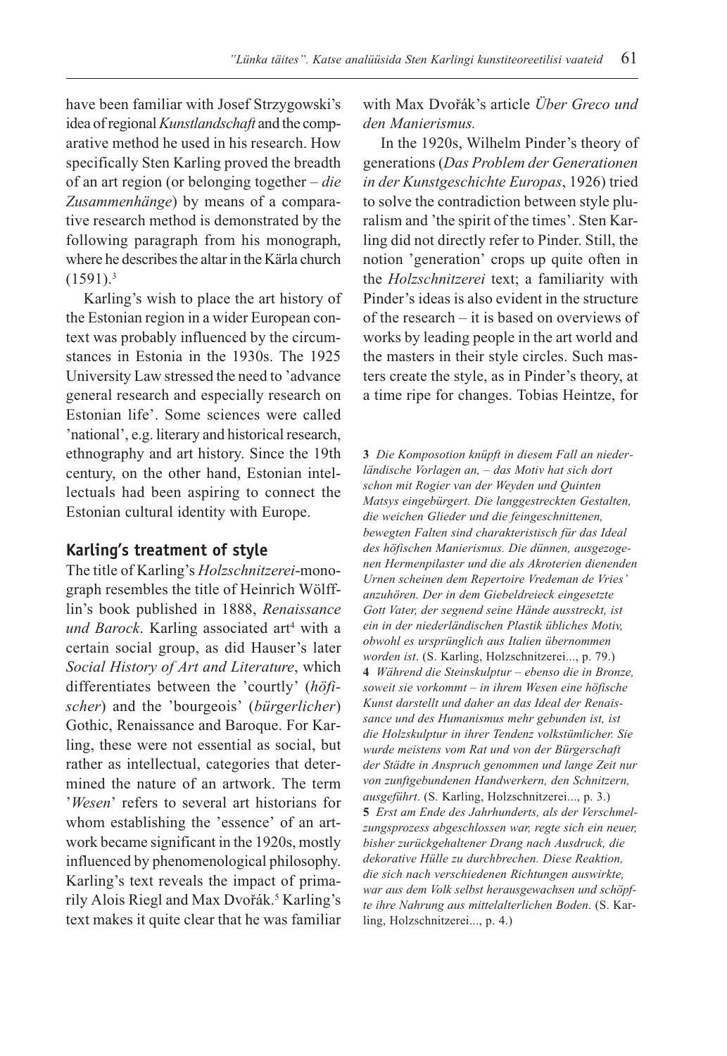have been familiar with Josef Strzygowski's idea of regional *Kunstlandschaft* and the comparative method he used in his research. How specifically Sten Karling proved the breadth of an art region (or belonging together – *die Zusammenhänge*) by means of a comparative research method is demonstrated by the following paragraph from his monograph, where he describes the altar in the Kärla church (1591).[3]

Karling's wish to place the art history of the Estonian region in a wider European context was probably influenced by the circumstances in Estonia in the 1930s. The 1925 University Law stressed the need to 'advance general research and especially research on Estonian life'. Some sciences were called 'national', e.g. literary and historical research, ethnography and art history. Since the 19th century, on the other hand, Estonian intellectuals had been aspiring to connect the Estonian cultural identity with Europe.

## Karling's treatment of style

The title of Karling's *Holzschnitzerei*-monograph resembles the title of Heinrich Wölfflin's book published in 1888, *Renaissance und Barock*. Karling associated art[4] with a certain social group, as did Hauser's later *Social History of Art and Literature*, which differentiates between the 'courtly' (*höfischer*) and the 'bourgeois' (*bürgerlicher*) Gothic, Renaissance and Baroque. For Karling, these were not essential as social, but rather as intellectual, categories that determined the nature of an artwork. The term '*Wesen*' refers to several art historians for whom establishing the 'essence' of an artwork became significant in the 1920s, mostly influenced by phenomenological philosophy. Karling's text reveals the impact of primarily Alois Riegl and Max Dvořák.[5] Karling's text makes it quite clear that he was familiar with Max Dvořák's article *Über Greco und den Manierismus.*

In the 1920s, Wilhelm Pinder's theory of generations (*Das Problem der Generationen in der Kunstgeschichte Europas*, 1926) tried to solve the contradiction between style pluralism and 'the spirit of the times'. Sten Karling did not directly refer to Pinder. Still, the notion 'generation' crops up quite often in the *Holzschnitzerei* text; a familiarity with Pinder's ideas is also evident in the structure of the research – it is based on overviews of works by leading people in the art world and the masters in their style circles. Such masters create the style, as in Pinder's theory, at a time ripe for changes. Tobias Heintze, for

**3** *Die Komposotion knüpft in diesem Fall an niederländische Vorlagen an, – das Motiv hat sich dort schon mit Rogier van der Weyden und Quinten Matsys eingebürgert. Die langgestreckten Gestalten, die weichen Glieder und die feingeschnittenen, bewegten Falten sind charakteristisch für das Ideal des höfischen Manierismus. Die dünnen, ausgezogenen Hermenpilaster und die als Akroterien dienenden Urnen scheinen dem Repertoire Vredeman de Vries' anzuhören. Der in dem Giebeldreieck eingesetzte Gott Vater, der segnend seine Hände ausstreckt, ist ein in der niederländischen Plastik übliches Motiv, obwohl es ursprünglich aus Italien übernommen worden ist*. (S. Karling, Holzschnitzerei..., p. 79.)

**4** *Während die Steinskulptur – ebenso die in Bronze, soweit sie vorkommt – in ihrem Wesen eine höfische Kunst darstellt und daher an das Ideal der Renaissance und des Humanismus mehr gebunden ist, ist die Holzskulptur in ihrer Tendenz volkstümlicher. Sie wurde meistens vom Rat und von der Bürgerschaft der Städte in Anspruch genommen und lange Zeit nur von zunftgebundenen Handwerkern, den Schnitzern, ausgeführt*. (S. Karling, Holzschnitzerei..., p. 3.)

**5** *Erst am Ende des Jahrhunderts, als der Verschmelzungsprozess abgeschlossen war, regte sich ein neuer, bisher zurückgehaltener Drang nach Ausdruck, die dekorative Hülle zu durchbrechen. Diese Reaktion, die sich nach verschiedenen Richtungen auswirkte, war aus dem Volk selbst herausgewachsen und schöpfte ihre Nahrung aus mittelalterlichen Boden*. (S. Karling, Holzschnitzerei..., p. 4.)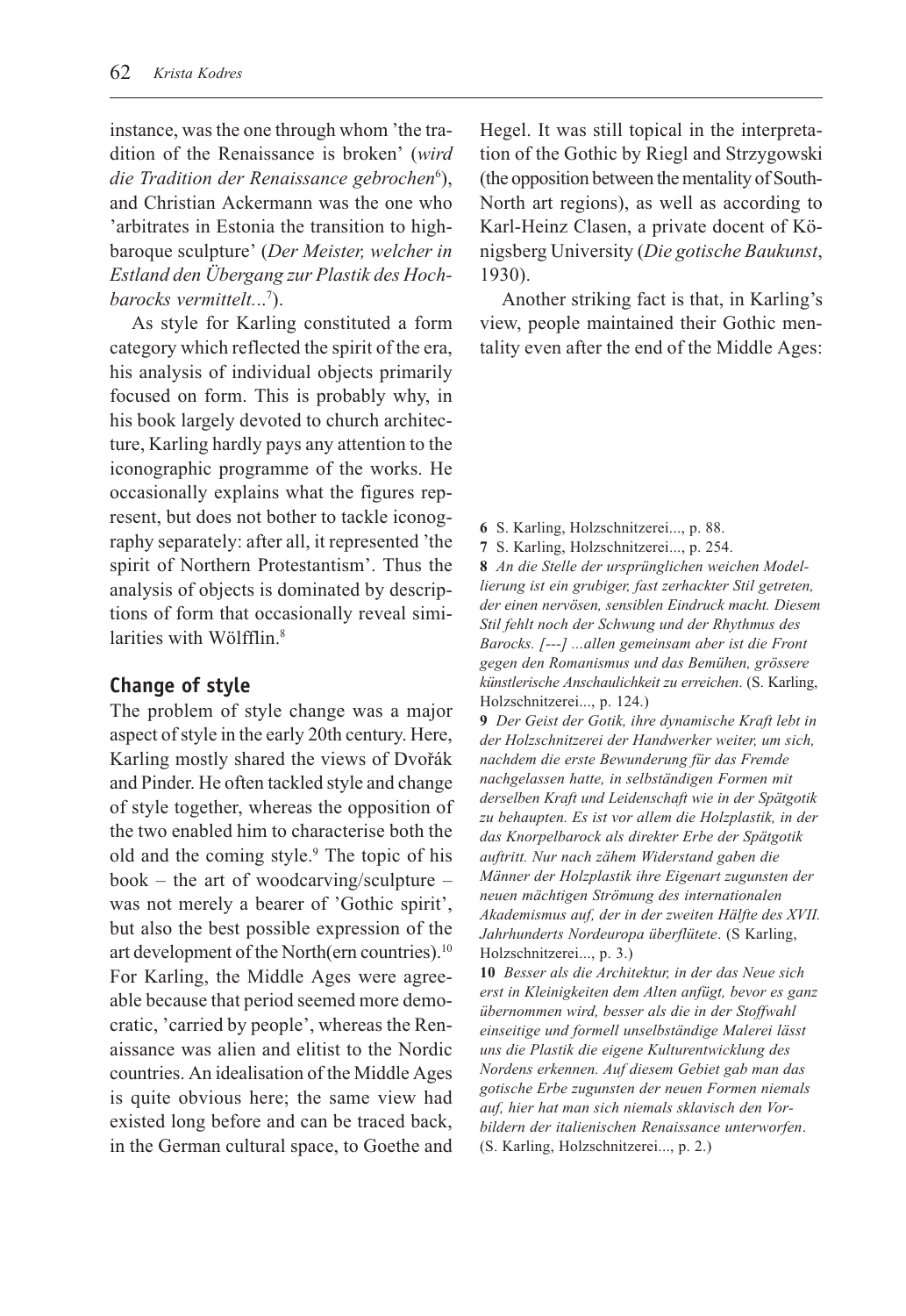instance, was the one through whom 'the tradition of the Renaissance is broken' (*wird die Tradition der Renaissance gebrochen*[6]), and Christian Ackermann was the one who 'arbitrates in Estonia the transition to high-baroque sculpture' (*Der Meister, welcher in Estland den Übergang zur Plastik des Hochbarocks vermittelt...*[7]).

As style for Karling constituted a form category which reflected the spirit of the era, his analysis of individual objects primarily focused on form. This is probably why, in his book largely devoted to church architecture, Karling hardly pays any attention to the iconographic programme of the works. He occasionally explains what the figures represent, but does not bother to tackle iconography separately: after all, it represented 'the spirit of Northern Protestantism'. Thus the analysis of objects is dominated by descriptions of form that occasionally reveal similarities with Wölfflin.[8]

## Change of style

The problem of style change was a major aspect of style in the early 20th century. Here, Karling mostly shared the views of Dvořák and Pinder. He often tackled style and change of style together, whereas the opposition of the two enabled him to characterise both the old and the coming style.[9] The topic of his book – the art of woodcarving/sculpture – was not merely a bearer of 'Gothic spirit', but also the best possible expression of the art development of the North(ern countries).[10] For Karling, the Middle Ages were agreeable because that period seemed more democratic, 'carried by people', whereas the Renaissance was alien and elitist to the Nordic countries. An idealisation of the Middle Ages is quite obvious here; the same view had existed long before and can be traced back, in the German cultural space, to Goethe and Hegel. It was still topical in the interpretation of the Gothic by Riegl and Strzygowski (the opposition between the mentality of South-North art regions), as well as according to Karl-Heinz Clasen, a private docent of Königsberg University (*Die gotische Baukunst*, 1930).

Another striking fact is that, in Karling's view, people maintained their Gothic mentality even after the end of the Middle Ages:

---

**6** S. Karling, Holzschnitzerei..., p. 88.

**7** S. Karling, Holzschnitzerei..., p. 254.

**8** *An die Stelle der ursprünglichen weichen Modellierung ist ein grubiger, fast zerhackter Stil getreten, der einen nervösen, sensiblen Eindruck macht. Diesem Stil fehlt noch der Schwung und der Rhythmus des Barocks. [---] ...allen gemeinsam aber ist die Front gegen den Romanismus und das Bemühen, grössere künstlerische Anschaulichkeit zu erreichen*. (S. Karling, Holzschnitzerei..., p. 124.)

**9** *Der Geist der Gotik, ihre dynamische Kraft lebt in der Holzschnitzerei der Handwerker weiter, um sich, nachdem die erste Bewunderung für das Fremde nachgelassen hatte, in selbständigen Formen mit derselben Kraft und Leidenschaft wie in der Spätgotik zu behaupten. Es ist vor allem die Holzplastik, in der das Knorpelbarock als direkter Erbe der Spätgotik auftritt. Nur nach zähem Widerstand gaben die Männer der Holzplastik ihre Eigenart zugunsten der neuen mächtigen Strömung des internationalen Akademismus auf, der in der zweiten Hälfte des XVII. Jahrhunderts Nordeuropa überflütete*. (S Karling, Holzschnitzerei..., p. 3.)

**10** *Besser als die Architektur, in der das Neue sich erst in Kleinigkeiten dem Alten anfügt, bevor es ganz übernommen wird, besser als die in der Stoffwahl einseitige und formell unselbständige Malerei lässt uns die Plastik die eigene Kulturentwicklung des Nordens erkennen. Auf diesem Gebiet gab man das gotische Erbe zugunsten der neuen Formen niemals auf, hier hat man sich niemals sklavisch den Vorbildern der italienischen Renaissance unterworfen*. (S. Karling, Holzschnitzerei..., p. 2.)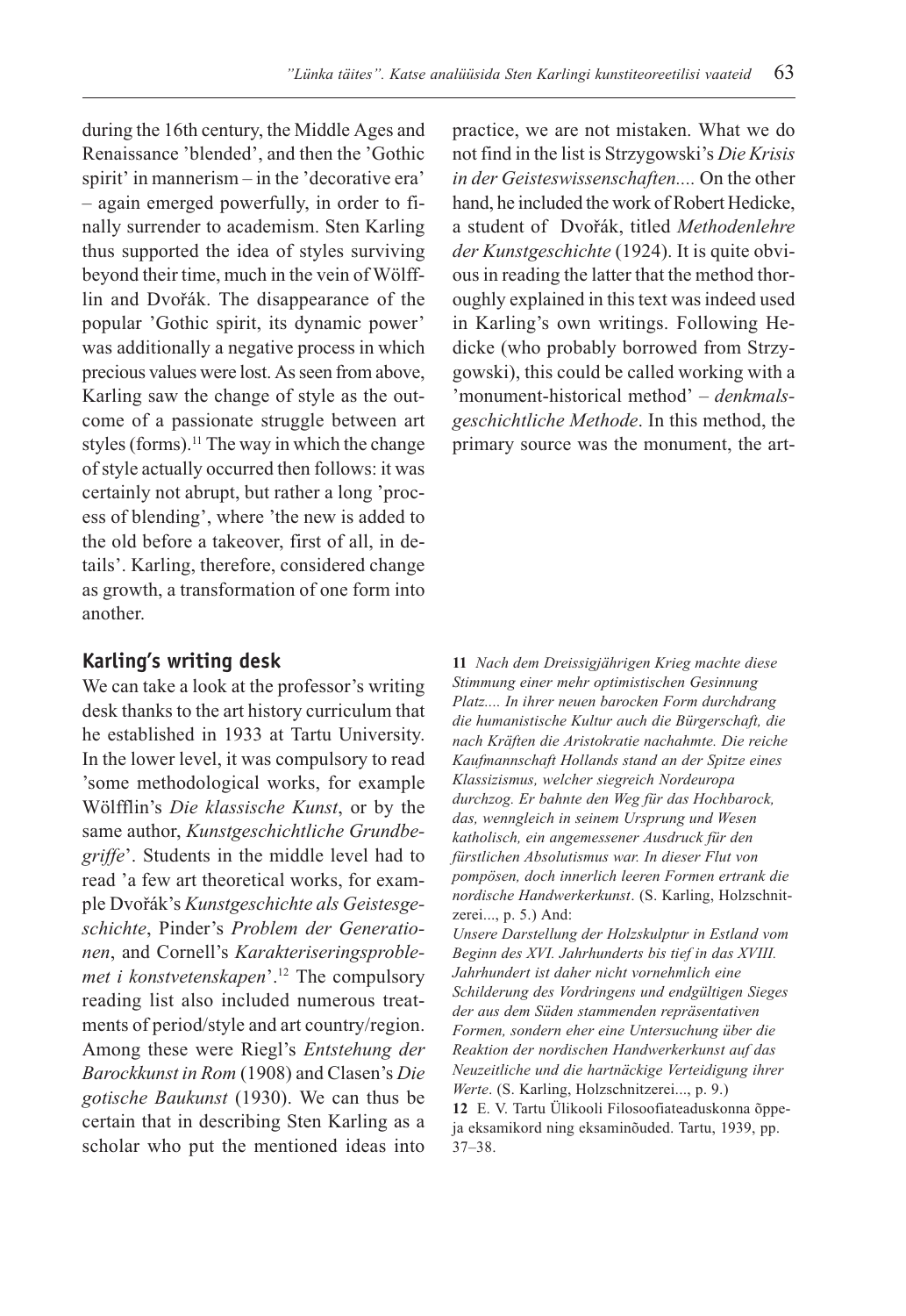during the 16th century, the Middle Ages and Renaissance 'blended', and then the 'Gothic spirit' in mannerism – in the 'decorative era' – again emerged powerfully, in order to finally surrender to academism. Sten Karling thus supported the idea of styles surviving beyond their time, much in the vein of Wölfflin and Dvořák. The disappearance of the popular 'Gothic spirit, its dynamic power' was additionally a negative process in which precious values were lost. As seen from above, Karling saw the change of style as the outcome of a passionate struggle between art styles (forms).[11] The way in which the change of style actually occurred then follows: it was certainly not abrupt, but rather a long 'process of blending', where 'the new is added to the old before a takeover, first of all, in details'. Karling, therefore, considered change as growth, a transformation of one form into another.

## Karling's writing desk

We can take a look at the professor's writing desk thanks to the art history curriculum that he established in 1933 at Tartu University. In the lower level, it was compulsory to read 'some methodological works, for example Wölfflin's *Die klassische Kunst*, or by the same author, *Kunstgeschichtliche Grundbegriffe*'. Students in the middle level had to read 'a few art theoretical works, for example Dvořák's *Kunstgeschichte als Geistesgeschichte*, Pinder's *Problem der Generationen*, and Cornell's *Karakteriseringsproblemet i konstvetenskapen*'.[12] The compulsory reading list also included numerous treatments of period/style and art country/region. Among these were Riegl's *Entstehung der Barockkunst in Rom* (1908) and Clasen's *Die gotische Baukunst* (1930). We can thus be certain that in describing Sten Karling as a scholar who put the mentioned ideas into practice, we are not mistaken. What we do not find in the list is Strzygowski's *Die Krisis in der Geisteswissenschaften....* On the other hand, he included the work of Robert Hedicke, a student of Dvořák, titled *Methodenlehre der Kunstgeschichte* (1924). It is quite obvious in reading the latter that the method thoroughly explained in this text was indeed used in Karling's own writings. Following Hedicke (who probably borrowed from Strzygowski), this could be called working with a 'monument-historical method' – *denkmalsgeschichtliche Methode*. In this method, the primary source was the monument, the art-

---

**11** *Nach dem Dreissigjährigen Krieg machte diese Stimmung einer mehr optimistischen Gesinnung Platz.... In ihrer neuen barocken Form durchdrang die humanistische Kultur auch die Bürgerschaft, die nach Kräften die Aristokratie nachahmte. Die reiche Kaufmannschaft Hollands stand an der Spitze eines Klassizismus, welcher siegreich Nordeuropa durchzog. Er bahnte den Weg für das Hochbarock, das, wenngleich in seinem Ursprung und Wesen katholisch, ein angemessener Ausdruck für den fürstlichen Absolutismus war. In dieser Flut von pompösen, doch innerlich leeren Formen ertrank die nordische Handwerkerkunst*. (S. Karling, Holzschnitzerei..., p. 5.) And:
*Unsere Darstellung der Holzskulptur in Estland vom Beginn des XVI. Jahrhunderts bis tief in das XVIII. Jahrhundert ist daher nicht vornehmlich eine Schilderung des Vordringens und endgültigen Sieges der aus dem Süden stammenden repräsentativen Formen, sondern eher eine Untersuchung über die Reaktion der nordischen Handwerkerkunst auf das Neuzeitliche und die hartnäckige Verteidigung ihrer Werte*. (S. Karling, Holzschnitzerei..., p. 9.)

**12** E. V. Tartu Ülikooli Filosoofiateaduskonna õppeja eksamikord ning eksaminõuded. Tartu, 1939, pp. 37–38.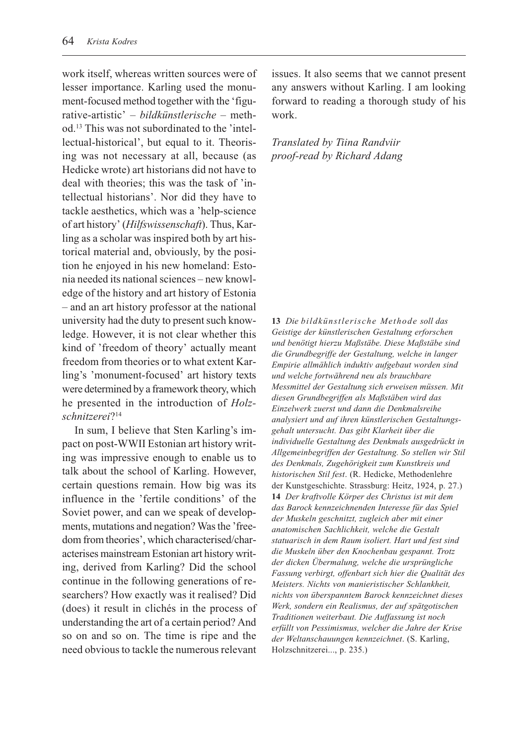work itself, whereas written sources were of lesser importance. Karling used the monument-focused method together with the 'figurative-artistic' – *bildkünstlerische* – method.[13] This was not subordinated to the 'intellectual-historical', but equal to it. Theorising was not necessary at all, because (as Hedicke wrote) art historians did not have to deal with theories; this was the task of 'intellectual historians'. Nor did they have to tackle aesthetics, which was a 'help-science of art history' (*Hilfswissenschaft*). Thus, Karling as a scholar was inspired both by art historical material and, obviously, by the position he enjoyed in his new homeland: Estonia needed its national sciences – new knowledge of the history and art history of Estonia – and an art history professor at the national university had the duty to present such knowledge. However, it is not clear whether this kind of 'freedom of theory' actually meant freedom from theories or to what extent Karling's 'monument-focused' art history texts were determined by a framework theory, which he presented in the introduction of *Holzschnitzerei*?[14]

In sum, I believe that Sten Karling's impact on post-WWII Estonian art history writing was impressive enough to enable us to talk about the school of Karling. However, certain questions remain. How big was its influence in the 'fertile conditions' of the Soviet power, and can we speak of developments, mutations and negation? Was the 'freedom from theories', which characterised/characterises mainstream Estonian art history writing, derived from Karling? Did the school continue in the following generations of researchers? How exactly was it realised? Did (does) it result in clichés in the process of understanding the art of a certain period? And so on and so on. The time is ripe and the need obvious to tackle the numerous relevant issues. It also seems that we cannot present any answers without Karling. I am looking forward to reading a thorough study of his work.

*Translated by Tiina Randviir*
*proof-read by Richard Adang*

---

**13** *Die bildkünstlerische Methode soll das Geistige der künstlerischen Gestaltung erforschen und benötigt hierzu Maßstäbe. Diese Maßstäbe sind die Grundbegriffe der Gestaltung, welche in langer Empirie allmählich induktiv aufgebaut worden sind und welche fortwährend neu als brauchbare Messmittel der Gestaltung sich erweisen müssen. Mit diesen Grundbegriffen als Maßstäben wird das Einzelwerk zuerst und dann die Denkmalsreihe analysiert und auf ihren künstlerischen Gestaltungsgehalt untersucht. Das gibt Klarheit über die individuelle Gestaltung des Denkmals ausgedrückt in Allgemeinbegriffen der Gestaltung. So stellen wir Stil des Denkmals, Zugehörigkeit zum Kunstkreis und historischen Stil fest*. (R. Hedicke, Methodenlehre der Kunstgeschichte. Strassburg: Heitz, 1924, p. 27.)

**14** *Der kraftvolle Körper des Christus ist mit dem das Barock kennzeichnenden Interesse für das Spiel der Muskeln geschnitzt, zugleich aber mit einer anatomischen Sachlichkeit, welche die Gestalt statuarisch in dem Raum isoliert. Hart und fest sind die Muskeln über den Knochenbau gespannt. Trotz der dicken Übermalung, welche die ursprüngliche Fassung verbirgt, offenbart sich hier die Qualität des Meisters. Nichts von manieristischer Schlankheit, nichts von überspanntem Barock kennzeichnet dieses Werk, sondern ein Realismus, der auf spätgotischen Traditionen weiterbaut. Die Auffassung ist noch erfüllt von Pessimismus, welcher die Jahre der Krise der Weltanschauungen kennzeichnet*. (S. Karling, Holzschnitzerei..., p. 235.)